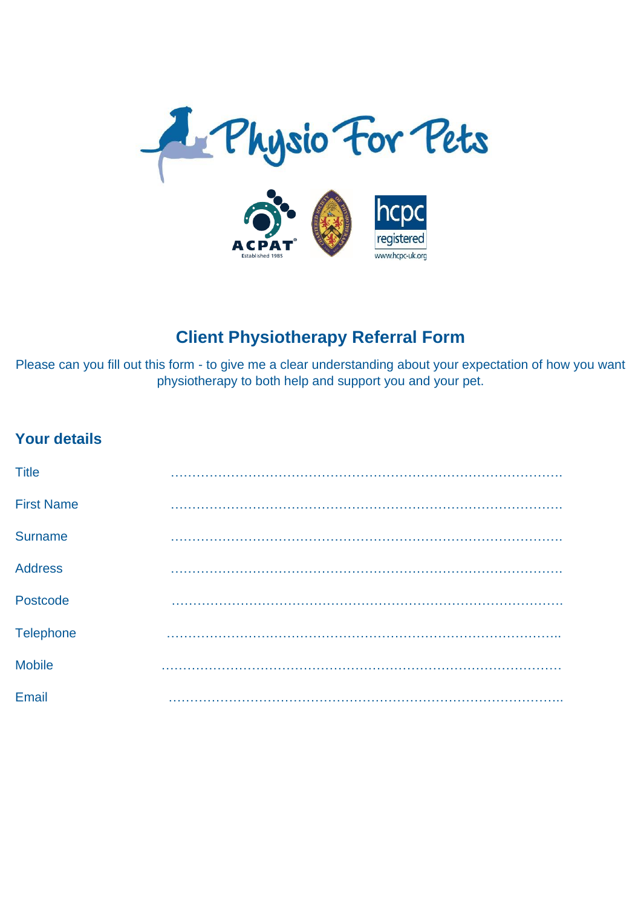# Physio For Pets

## Client Physiotherapy Referral Form

Please can you fill out this form - to give me a clear understanding about your expectation of how you want physiotherapy to both help and support you and your pet.

### Your details

Title ……………………………………………………………………………….

First Name ……………………………………………………………………………….

Surname ……………………………………………………………………………….

Address ……………………………………………………………………………….

Postcode ……………………………………………………………………………….

Telephone ……………………………………………………………………………….

Mobile ……………………………………………………………………………….

Email ……………………………………………………………………………….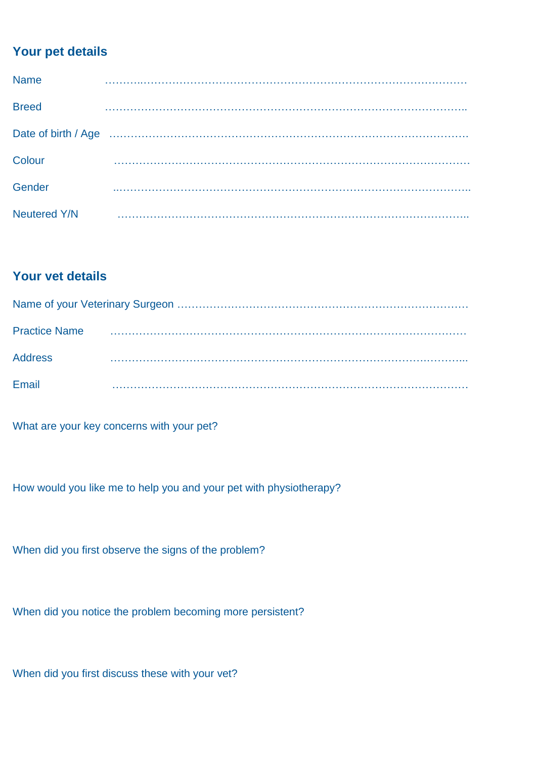## Your pet details

Name ……………………………………………………………………………………………

Breed ……………………………………………………………………………………………

Date of birth / Age ……………………………………………………………………………………………

Colour ……………………………………………………………………………………………

Gender ……………………………………………………………………………………………

Neutered Y/N ……………………………………………………………………………………………

## Your vet details

Name of your Veterinary Surgeon ……………………………………………………………………………

Practice Name ……………………………………………………………………………………………

Address ……………………………………………………………………………………………

Email ……………………………………………………………………………………………

What are your key concerns with your pet?

How would you like me to help you and your pet with physiotherapy?

When did you first observe the signs of the problem?

When did you notice the problem becoming more persistent?

When did you first discuss these with your vet?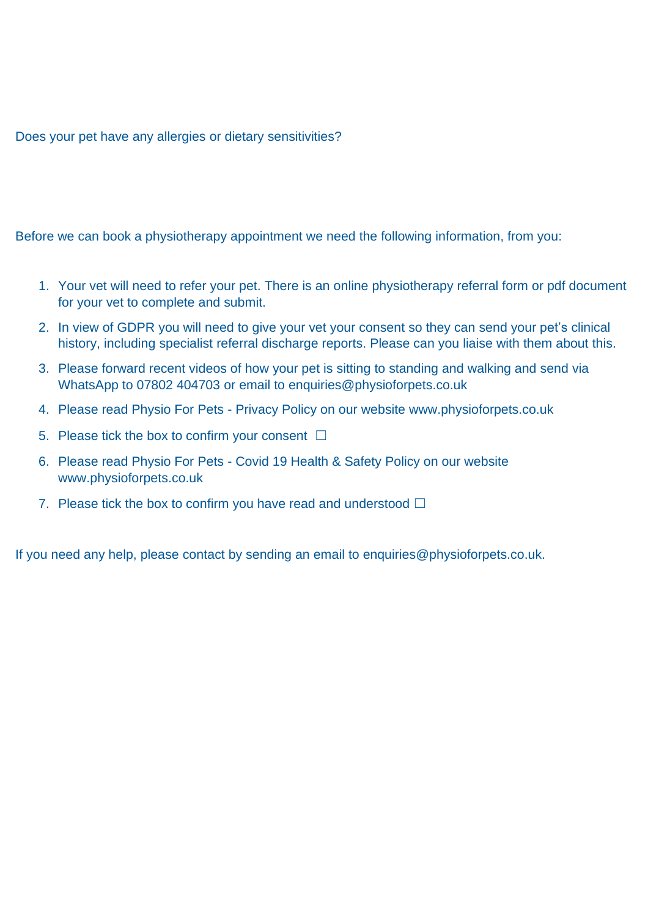Does your pet have any allergies or dietary sensitivities?

Before we can book a physiotherapy appointment we need the following information, from you:

1. Your vet will need to refer your pet. There is an online physiotherapy referral form or pdf document for your vet to complete and submit.
2. In view of GDPR you will need to give your vet your consent so they can send your pet's clinical history, including specialist referral discharge reports. Please can you liaise with them about this.
3. Please forward recent videos of how your pet is sitting to standing and walking and send via WhatsApp to 07802 404703 or email to enquiries@physioforpets.co.uk
4. Please read Physio For Pets - Privacy Policy on our website www.physioforpets.co.uk
5. Please tick the box to confirm your consent ☐
6. Please read Physio For Pets - Covid 19 Health & Safety Policy on our website www.physioforpets.co.uk
7. Please tick the box to confirm you have read and understood ☐

If you need any help, please contact by sending an email to enquiries@physioforpets.co.uk.